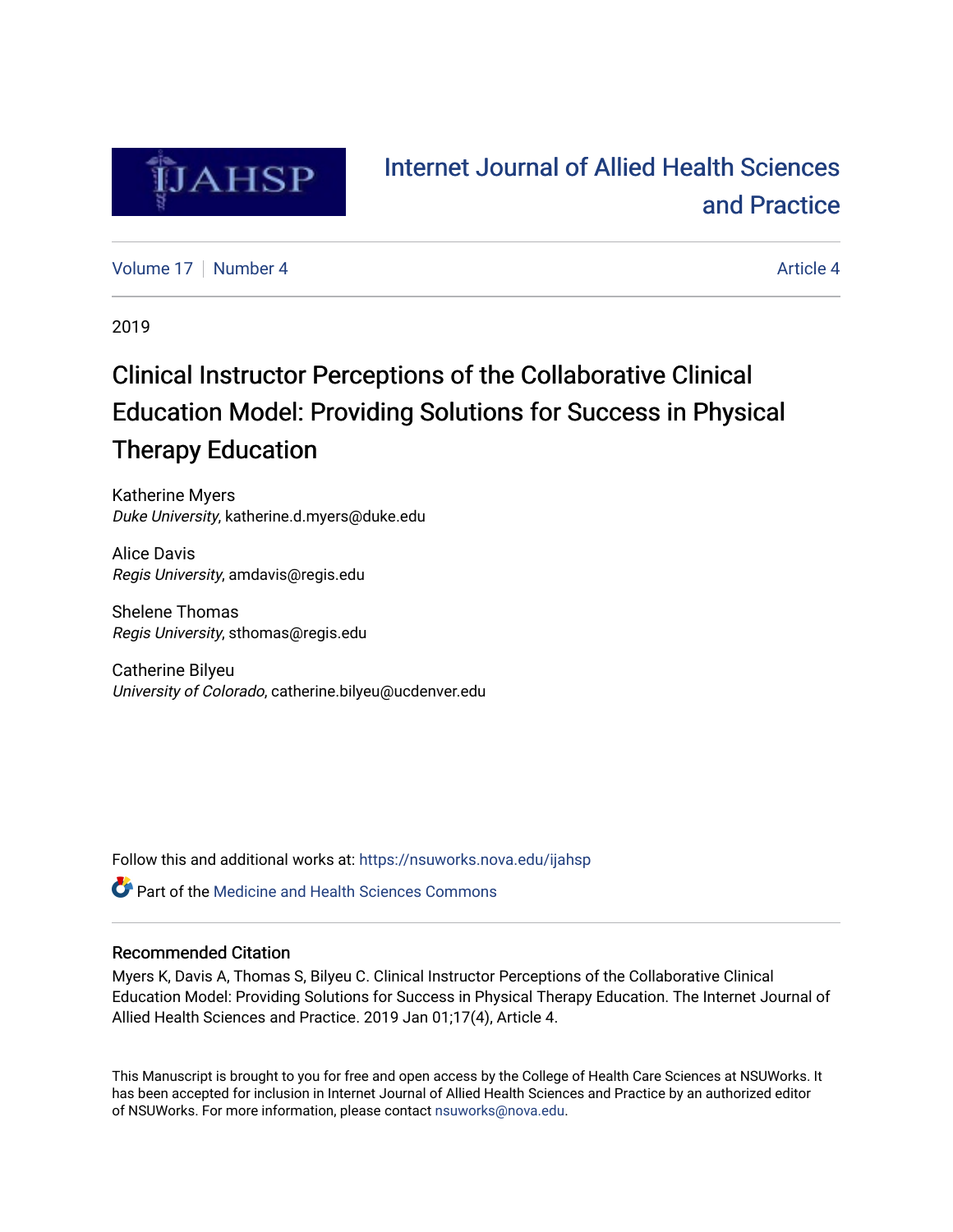Internet Journal of Allied Health Sciences and Practice

Volume 17 | Number 4 | Article 4

2019

# Clinical Instructor Perceptions of the Collaborative Clinical Education Model: Providing Solutions for Success in Physical Therapy Education

Katherine Myers
*Duke University*, katherine.d.myers@duke.edu

Alice Davis
*Regis University*, amdavis@regis.edu

Shelene Thomas
*Regis University*, sthomas@regis.edu

Catherine Bilyeu
*University of Colorado*, catherine.bilyeu@ucdenver.edu

Follow this and additional works at: https://nsuworks.nova.edu/ijahsp

Part of the Medicine and Health Sciences Commons

## Recommended Citation

Myers K, Davis A, Thomas S, Bilyeu C. Clinical Instructor Perceptions of the Collaborative Clinical Education Model: Providing Solutions for Success in Physical Therapy Education. The Internet Journal of Allied Health Sciences and Practice. 2019 Jan 01;17(4), Article 4.

This Manuscript is brought to you for free and open access by the College of Health Care Sciences at NSUWorks. It has been accepted for inclusion in Internet Journal of Allied Health Sciences and Practice by an authorized editor of NSUWorks. For more information, please contact nsuworks@nova.edu.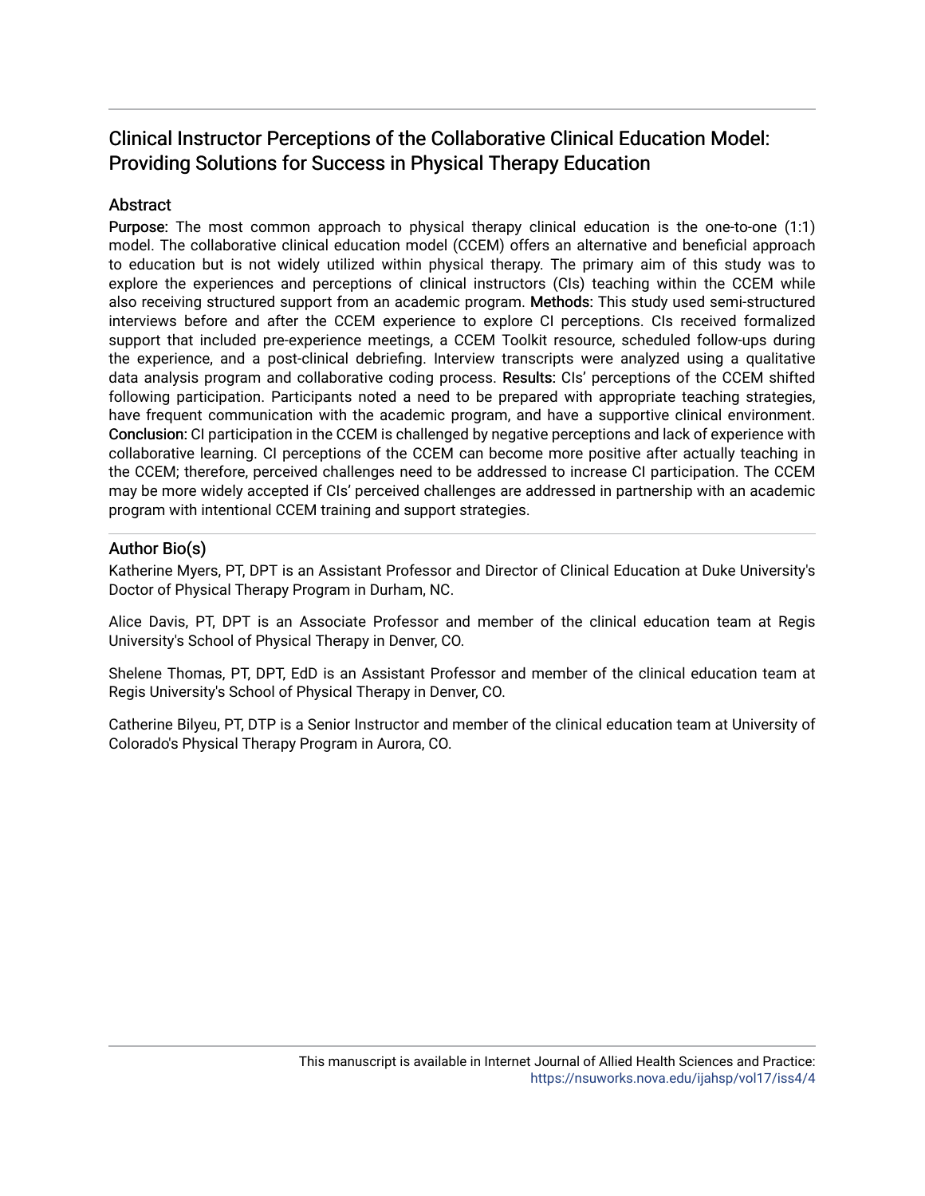# Clinical Instructor Perceptions of the Collaborative Clinical Education Model: Providing Solutions for Success in Physical Therapy Education

## Abstract

**Purpose:** The most common approach to physical therapy clinical education is the one-to-one (1:1) model. The collaborative clinical education model (CCEM) offers an alternative and beneficial approach to education but is not widely utilized within physical therapy. The primary aim of this study was to explore the experiences and perceptions of clinical instructors (CIs) teaching within the CCEM while also receiving structured support from an academic program. **Methods:** This study used semi-structured interviews before and after the CCEM experience to explore CI perceptions. CIs received formalized support that included pre-experience meetings, a CCEM Toolkit resource, scheduled follow-ups during the experience, and a post-clinical debriefing. Interview transcripts were analyzed using a qualitative data analysis program and collaborative coding process. **Results:** CIs' perceptions of the CCEM shifted following participation. Participants noted a need to be prepared with appropriate teaching strategies, have frequent communication with the academic program, and have a supportive clinical environment. **Conclusion:** CI participation in the CCEM is challenged by negative perceptions and lack of experience with collaborative learning. CI perceptions of the CCEM can become more positive after actually teaching in the CCEM; therefore, perceived challenges need to be addressed to increase CI participation. The CCEM may be more widely accepted if CIs' perceived challenges are addressed in partnership with an academic program with intentional CCEM training and support strategies.

## Author Bio(s)

Katherine Myers, PT, DPT is an Assistant Professor and Director of Clinical Education at Duke University's Doctor of Physical Therapy Program in Durham, NC.

Alice Davis, PT, DPT is an Associate Professor and member of the clinical education team at Regis University's School of Physical Therapy in Denver, CO.

Shelene Thomas, PT, DPT, EdD is an Assistant Professor and member of the clinical education team at Regis University's School of Physical Therapy in Denver, CO.

Catherine Bilyeu, PT, DTP is a Senior Instructor and member of the clinical education team at University of Colorado's Physical Therapy Program in Aurora, CO.

This manuscript is available in Internet Journal of Allied Health Sciences and Practice: https://nsuworks.nova.edu/ijahsp/vol17/iss4/4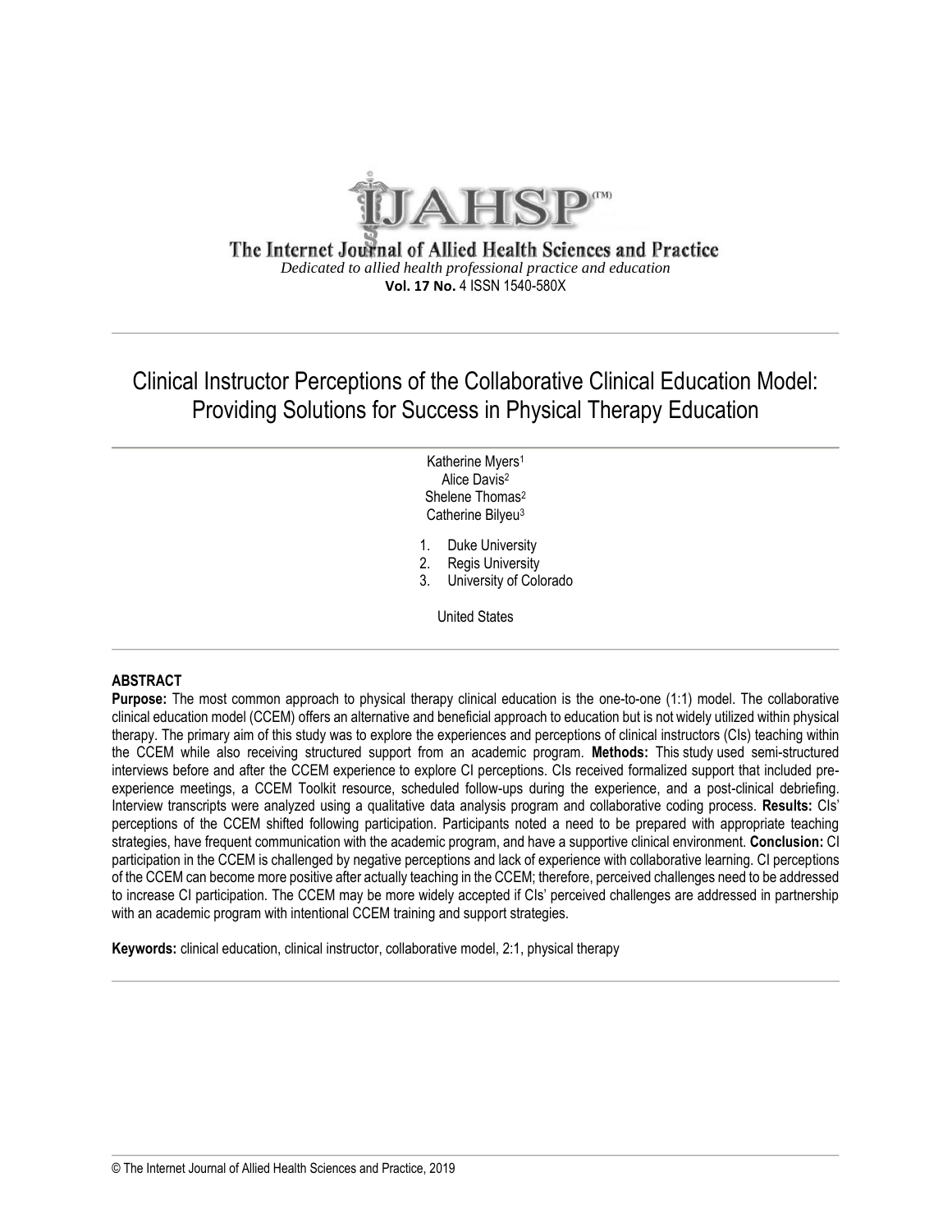The Internet Journal of Allied Health Sciences and Practice

*Dedicated to allied health professional practice and education*

**Vol. 17 No.** 4 ISSN 1540-580X

# Clinical Instructor Perceptions of the Collaborative Clinical Education Model: Providing Solutions for Success in Physical Therapy Education

Katherine Myers[1]
Alice Davis[2]
Shelene Thomas[2]
Catherine Bilyeu[3]

1. Duke University
2. Regis University
3. University of Colorado

United States

## ABSTRACT

**Purpose:** The most common approach to physical therapy clinical education is the one-to-one (1:1) model. The collaborative clinical education model (CCEM) offers an alternative and beneficial approach to education but is not widely utilized within physical therapy. The primary aim of this study was to explore the experiences and perceptions of clinical instructors (CIs) teaching within the CCEM while also receiving structured support from an academic program. **Methods:** This study used semi-structured interviews before and after the CCEM experience to explore CI perceptions. CIs received formalized support that included pre-experience meetings, a CCEM Toolkit resource, scheduled follow-ups during the experience, and a post-clinical debriefing. Interview transcripts were analyzed using a qualitative data analysis program and collaborative coding process. **Results:** CIs' perceptions of the CCEM shifted following participation. Participants noted a need to be prepared with appropriate teaching strategies, have frequent communication with the academic program, and have a supportive clinical environment. **Conclusion:** CI participation in the CCEM is challenged by negative perceptions and lack of experience with collaborative learning. CI perceptions of the CCEM can become more positive after actually teaching in the CCEM; therefore, perceived challenges need to be addressed to increase CI participation. The CCEM may be more widely accepted if CIs' perceived challenges are addressed in partnership with an academic program with intentional CCEM training and support strategies.

**Keywords:** clinical education, clinical instructor, collaborative model, 2:1, physical therapy

© The Internet Journal of Allied Health Sciences and Practice, 2019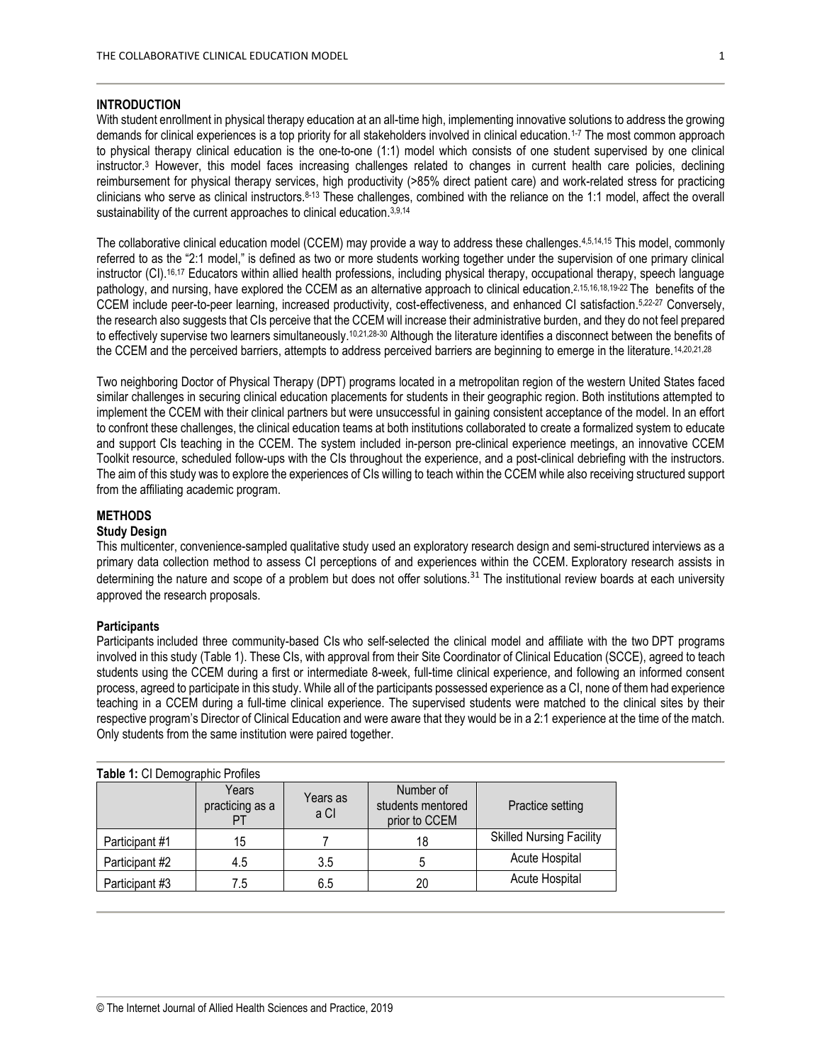## INTRODUCTION

With student enrollment in physical therapy education at an all-time high, implementing innovative solutions to address the growing demands for clinical experiences is a top priority for all stakeholders involved in clinical education.[1-7] The most common approach to physical therapy clinical education is the one-to-one (1:1) model which consists of one student supervised by one clinical instructor.[3] However, this model faces increasing challenges related to changes in current health care policies, declining reimbursement for physical therapy services, high productivity (>85% direct patient care) and work-related stress for practicing clinicians who serve as clinical instructors.[8-13] These challenges, combined with the reliance on the 1:1 model, affect the overall sustainability of the current approaches to clinical education.[3,9,14]

The collaborative clinical education model (CCEM) may provide a way to address these challenges.[4,5,14,15] This model, commonly referred to as the "2:1 model," is defined as two or more students working together under the supervision of one primary clinical instructor (CI).[16,17] Educators within allied health professions, including physical therapy, occupational therapy, speech language pathology, and nursing, have explored the CCEM as an alternative approach to clinical education.[2,15,16,18,19-22] The benefits of the CCEM include peer-to-peer learning, increased productivity, cost-effectiveness, and enhanced CI satisfaction.[5,22-27] Conversely, the research also suggests that CIs perceive that the CCEM will increase their administrative burden, and they do not feel prepared to effectively supervise two learners simultaneously.[10,21,28-30] Although the literature identifies a disconnect between the benefits of the CCEM and the perceived barriers, attempts to address perceived barriers are beginning to emerge in the literature.[14,20,21,28]

Two neighboring Doctor of Physical Therapy (DPT) programs located in a metropolitan region of the western United States faced similar challenges in securing clinical education placements for students in their geographic region. Both institutions attempted to implement the CCEM with their clinical partners but were unsuccessful in gaining consistent acceptance of the model. In an effort to confront these challenges, the clinical education teams at both institutions collaborated to create a formalized system to educate and support CIs teaching in the CCEM. The system included in-person pre-clinical experience meetings, an innovative CCEM Toolkit resource, scheduled follow-ups with the CIs throughout the experience, and a post-clinical debriefing with the instructors. The aim of this study was to explore the experiences of CIs willing to teach within the CCEM while also receiving structured support from the affiliating academic program.

## METHODS

### Study Design

This multicenter, convenience-sampled qualitative study used an exploratory research design and semi-structured interviews as a primary data collection method to assess CI perceptions of and experiences within the CCEM. Exploratory research assists in determining the nature and scope of a problem but does not offer solutions.[31] The institutional review boards at each university approved the research proposals.

### Participants

Participants included three community-based CIs who self-selected the clinical model and affiliate with the two DPT programs involved in this study (Table 1). These CIs, with approval from their Site Coordinator of Clinical Education (SCCE), agreed to teach students using the CCEM during a first or intermediate 8-week, full-time clinical experience, and following an informed consent process, agreed to participate in this study. While all of the participants possessed experience as a CI, none of them had experience teaching in a CCEM during a full-time clinical experience. The supervised students were matched to the clinical sites by their respective program's Director of Clinical Education and were aware that they would be in a 2:1 experience at the time of the match. Only students from the same institution were paired together.

**Table 1:** CI Demographic Profiles

| | Years practicing as a PT | Years as a CI | Number of students mentored prior to CCEM | Practice setting |
|---|---|---|---|---|
| Participant #1 | 15 | 7 | 18 | Skilled Nursing Facility |
| Participant #2 | 4.5 | 3.5 | 5 | Acute Hospital |
| Participant #3 | 7.5 | 6.5 | 20 | Acute Hospital |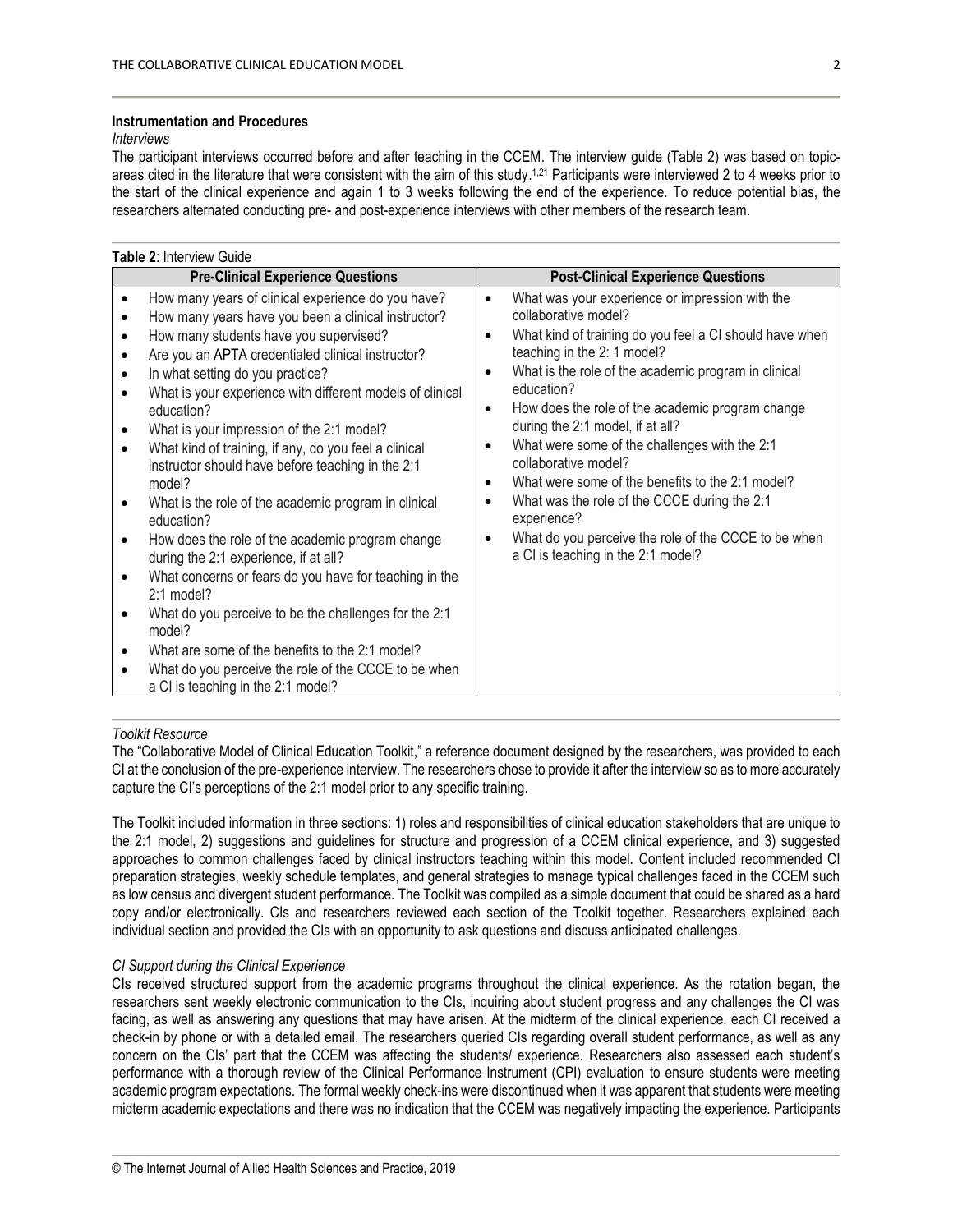### Instrumentation and Procedures

*Interviews*

The participant interviews occurred before and after teaching in the CCEM. The interview guide (Table 2) was based on topic-areas cited in the literature that were consistent with the aim of this study.[1,21] Participants were interviewed 2 to 4 weeks prior to the start of the clinical experience and again 1 to 3 weeks following the end of the experience. To reduce potential bias, the researchers alternated conducting pre- and post-experience interviews with other members of the research team.

**Table 2**: Interview Guide

| Pre-Clinical Experience Questions | Post-Clinical Experience Questions |
|---|---|
| • How many years of clinical experience do you have?<br>• How many years have you been a clinical instructor?<br>• How many students have you supervised?<br>• Are you an APTA credentialed clinical instructor?<br>• In what setting do you practice?<br>• What is your experience with different models of clinical education?<br>• What is your impression of the 2:1 model?<br>• What kind of training, if any, do you feel a clinical instructor should have before teaching in the 2:1 model?<br>• What is the role of the academic program in clinical education?<br>• How does the role of the academic program change during the 2:1 experience, if at all?<br>• What concerns or fears do you have for teaching in the 2:1 model?<br>• What do you perceive to be the challenges for the 2:1 model?<br>• What are some of the benefits to the 2:1 model?<br>• What do you perceive the role of the CCCE to be when a CI is teaching in the 2:1 model? | • What was your experience or impression with the collaborative model?<br>• What kind of training do you feel a CI should have when teaching in the 2: 1 model?<br>• What is the role of the academic program in clinical education?<br>• How does the role of the academic program change during the 2:1 model, if at all?<br>• What were some of the challenges with the 2:1 collaborative model?<br>• What were some of the benefits to the 2:1 model?<br>• What was the role of the CCCE during the 2:1 experience?<br>• What do you perceive the role of the CCCE to be when a CI is teaching in the 2:1 model? |

*Toolkit Resource*

The "Collaborative Model of Clinical Education Toolkit," a reference document designed by the researchers, was provided to each CI at the conclusion of the pre-experience interview. The researchers chose to provide it after the interview so as to more accurately capture the CI's perceptions of the 2:1 model prior to any specific training.

The Toolkit included information in three sections: 1) roles and responsibilities of clinical education stakeholders that are unique to the 2:1 model, 2) suggestions and guidelines for structure and progression of a CCEM clinical experience, and 3) suggested approaches to common challenges faced by clinical instructors teaching within this model. Content included recommended CI preparation strategies, weekly schedule templates, and general strategies to manage typical challenges faced in the CCEM such as low census and divergent student performance. The Toolkit was compiled as a simple document that could be shared as a hard copy and/or electronically. CIs and researchers reviewed each section of the Toolkit together. Researchers explained each individual section and provided the CIs with an opportunity to ask questions and discuss anticipated challenges.

*CI Support during the Clinical Experience*

CIs received structured support from the academic programs throughout the clinical experience. As the rotation began, the researchers sent weekly electronic communication to the CIs, inquiring about student progress and any challenges the CI was facing, as well as answering any questions that may have arisen. At the midterm of the clinical experience, each CI received a check-in by phone or with a detailed email. The researchers queried CIs regarding overall student performance, as well as any concern on the CIs' part that the CCEM was affecting the students/ experience. Researchers also assessed each student's performance with a thorough review of the Clinical Performance Instrument (CPI) evaluation to ensure students were meeting academic program expectations. The formal weekly check-ins were discontinued when it was apparent that students were meeting midterm academic expectations and there was no indication that the CCEM was negatively impacting the experience. Participants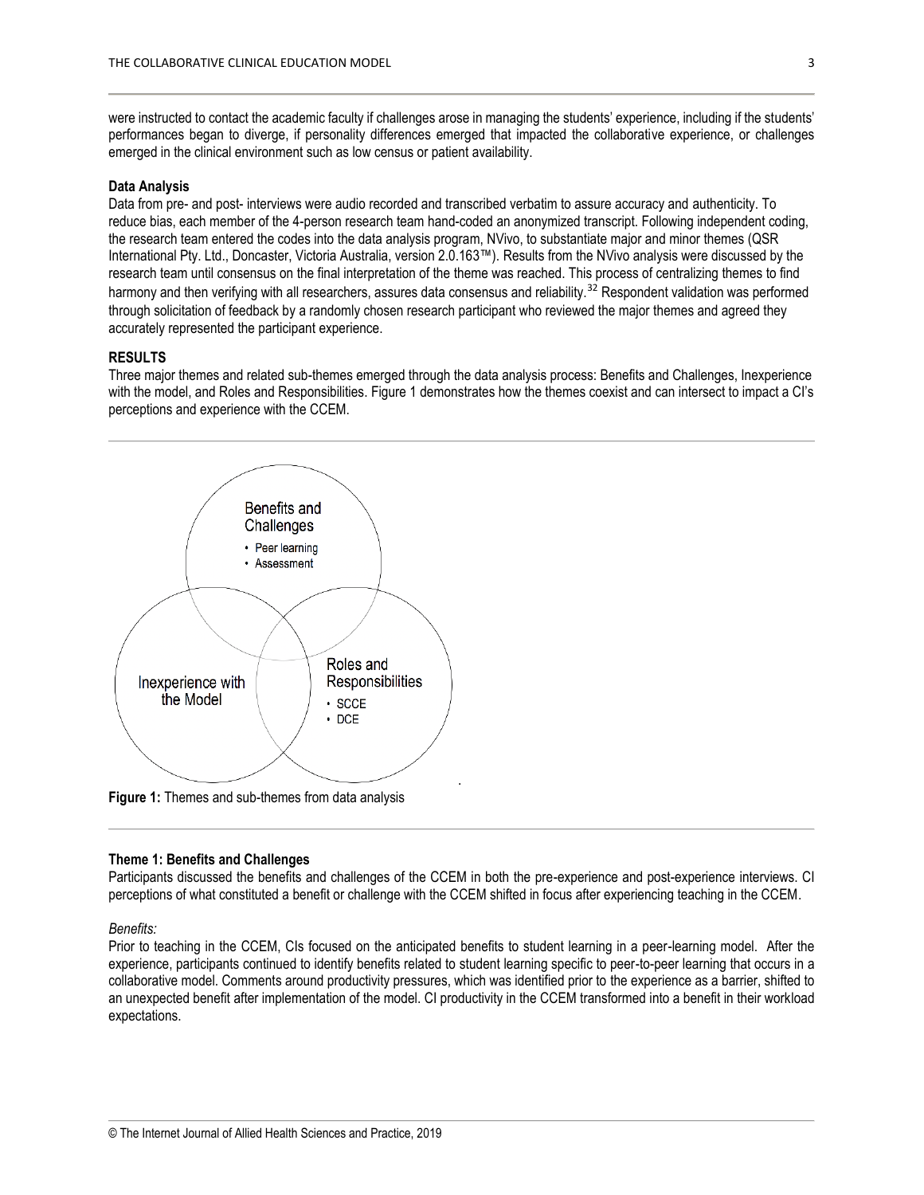were instructed to contact the academic faculty if challenges arose in managing the students' experience, including if the students' performances began to diverge, if personality differences emerged that impacted the collaborative experience, or challenges emerged in the clinical environment such as low census or patient availability.

**Data Analysis**

Data from pre- and post- interviews were audio recorded and transcribed verbatim to assure accuracy and authenticity. To reduce bias, each member of the 4-person research team hand-coded an anonymized transcript. Following independent coding, the research team entered the codes into the data analysis program, NVivo, to substantiate major and minor themes (QSR International Pty. Ltd., Doncaster, Victoria Australia, version 2.0.163™). Results from the NVivo analysis were discussed by the research team until consensus on the final interpretation of the theme was reached. This process of centralizing themes to find harmony and then verifying with all researchers, assures data consensus and reliability.[32] Respondent validation was performed through solicitation of feedback by a randomly chosen research participant who reviewed the major themes and agreed they accurately represented the participant experience.

## RESULTS

Three major themes and related sub-themes emerged through the data analysis process: Benefits and Challenges, Inexperience with the model, and Roles and Responsibilities. Figure 1 demonstrates how the themes coexist and can intersect to impact a CI's perceptions and experience with the CCEM.

Benefits and Challenges
- Peer learning
- Assessment

Inexperience with the Model

Roles and Responsibilities
- SCCE
- DCE

**Figure 1:** Themes and sub-themes from data analysis

**Theme 1: Benefits and Challenges**

Participants discussed the benefits and challenges of the CCEM in both the pre-experience and post-experience interviews. CI perceptions of what constituted a benefit or challenge with the CCEM shifted in focus after experiencing teaching in the CCEM.

*Benefits:*

Prior to teaching in the CCEM, CIs focused on the anticipated benefits to student learning in a peer-learning model. After the experience, participants continued to identify benefits related to student learning specific to peer-to-peer learning that occurs in a collaborative model. Comments around productivity pressures, which was identified prior to the experience as a barrier, shifted to an unexpected benefit after implementation of the model. CI productivity in the CCEM transformed into a benefit in their workload expectations.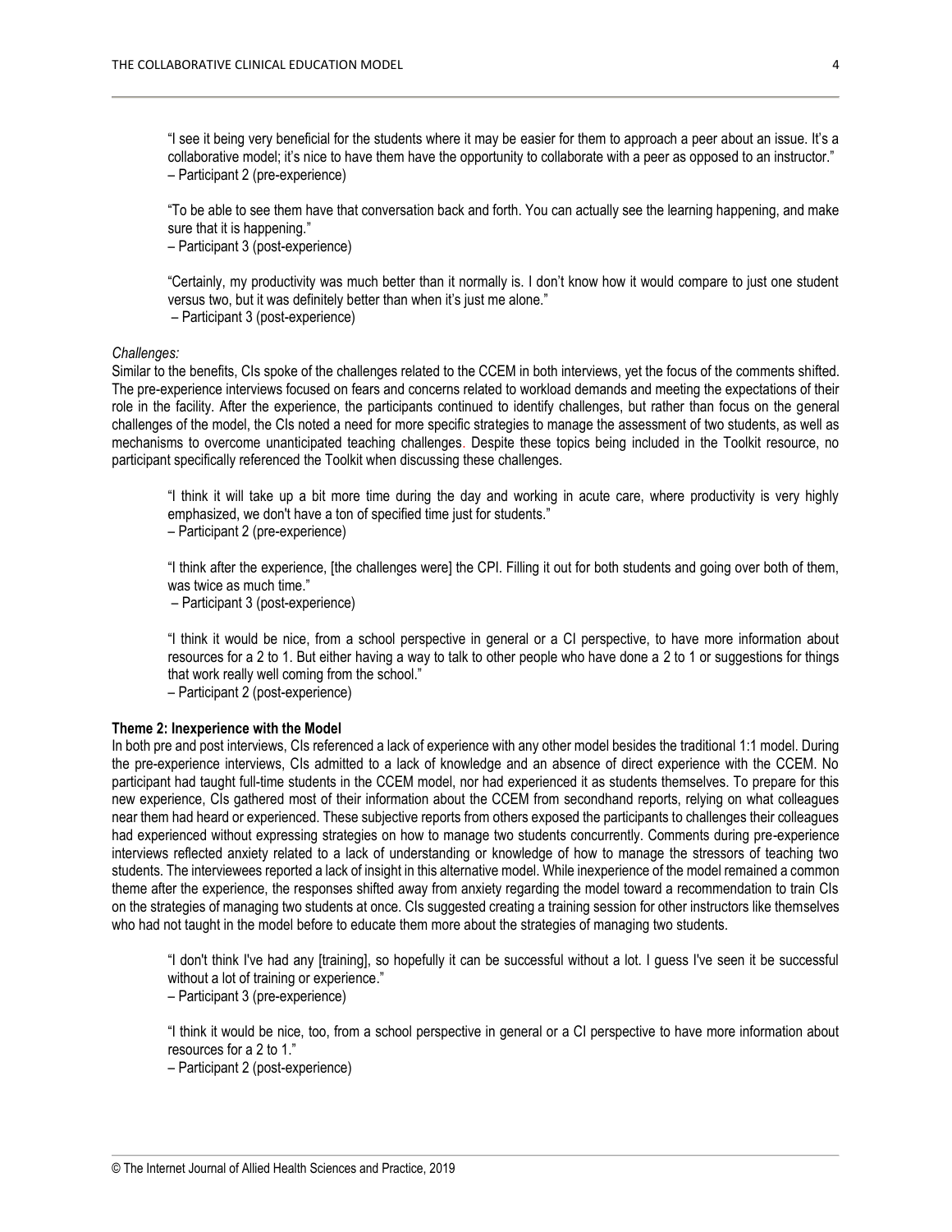> "I see it being very beneficial for the students where it may be easier for them to approach a peer about an issue. It's a collaborative model; it's nice to have them have the opportunity to collaborate with a peer as opposed to an instructor."
> – Participant 2 (pre-experience)

> "To be able to see them have that conversation back and forth. You can actually see the learning happening, and make sure that it is happening."
> – Participant 3 (post-experience)

> "Certainly, my productivity was much better than it normally is. I don't know how it would compare to just one student versus two, but it was definitely better than when it's just me alone."
> – Participant 3 (post-experience)

*Challenges:*

Similar to the benefits, CIs spoke of the challenges related to the CCEM in both interviews, yet the focus of the comments shifted. The pre-experience interviews focused on fears and concerns related to workload demands and meeting the expectations of their role in the facility. After the experience, the participants continued to identify challenges, but rather than focus on the general challenges of the model, the CIs noted a need for more specific strategies to manage the assessment of two students, as well as mechanisms to overcome unanticipated teaching challenges. Despite these topics being included in the Toolkit resource, no participant specifically referenced the Toolkit when discussing these challenges.

> "I think it will take up a bit more time during the day and working in acute care, where productivity is very highly emphasized, we don't have a ton of specified time just for students."
> – Participant 2 (pre-experience)

> "I think after the experience, [the challenges were] the CPI. Filling it out for both students and going over both of them, was twice as much time."
> – Participant 3 (post-experience)

> "I think it would be nice, from a school perspective in general or a CI perspective, to have more information about resources for a 2 to 1. But either having a way to talk to other people who have done a 2 to 1 or suggestions for things that work really well coming from the school."
> – Participant 2 (post-experience)

**Theme 2: Inexperience with the Model**

In both pre and post interviews, CIs referenced a lack of experience with any other model besides the traditional 1:1 model. During the pre-experience interviews, CIs admitted to a lack of knowledge and an absence of direct experience with the CCEM. No participant had taught full-time students in the CCEM model, nor had experienced it as students themselves. To prepare for this new experience, CIs gathered most of their information about the CCEM from secondhand reports, relying on what colleagues near them had heard or experienced. These subjective reports from others exposed the participants to challenges their colleagues had experienced without expressing strategies on how to manage two students concurrently. Comments during pre-experience interviews reflected anxiety related to a lack of understanding or knowledge of how to manage the stressors of teaching two students. The interviewees reported a lack of insight in this alternative model. While inexperience of the model remained a common theme after the experience, the responses shifted away from anxiety regarding the model toward a recommendation to train CIs on the strategies of managing two students at once. CIs suggested creating a training session for other instructors like themselves who had not taught in the model before to educate them more about the strategies of managing two students.

> "I don't think I've had any [training], so hopefully it can be successful without a lot. I guess I've seen it be successful without a lot of training or experience."
> – Participant 3 (pre-experience)

> "I think it would be nice, too, from a school perspective in general or a CI perspective to have more information about resources for a 2 to 1."
> – Participant 2 (post-experience)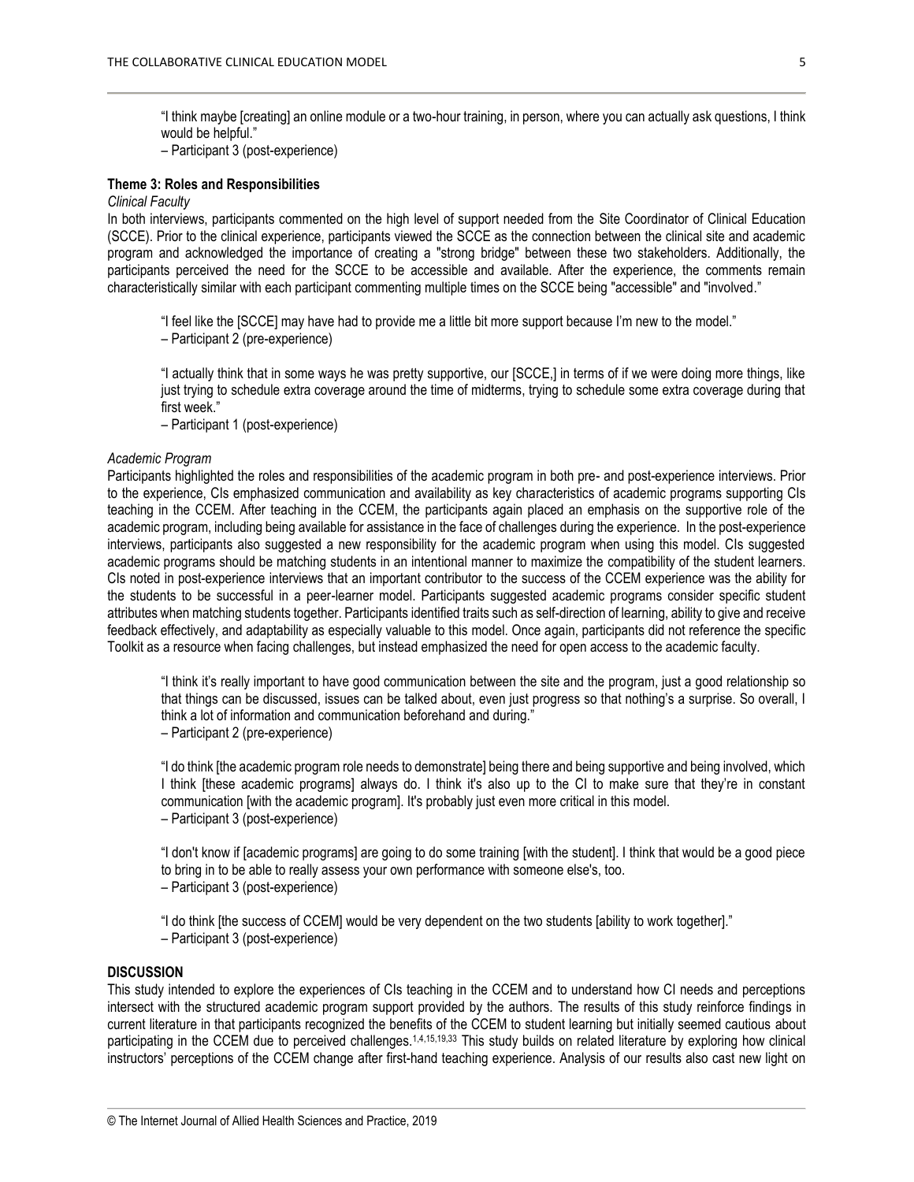"I think maybe [creating] an online module or a two-hour training, in person, where you can actually ask questions, I think would be helpful."
– Participant 3 (post-experience)

**Theme 3: Roles and Responsibilities**

*Clinical Faculty*

In both interviews, participants commented on the high level of support needed from the Site Coordinator of Clinical Education (SCCE). Prior to the clinical experience, participants viewed the SCCE as the connection between the clinical site and academic program and acknowledged the importance of creating a "strong bridge" between these two stakeholders. Additionally, the participants perceived the need for the SCCE to be accessible and available. After the experience, the comments remain characteristically similar with each participant commenting multiple times on the SCCE being "accessible" and "involved."

"I feel like the [SCCE] may have had to provide me a little bit more support because I'm new to the model."
– Participant 2 (pre-experience)

"I actually think that in some ways he was pretty supportive, our [SCCE,] in terms of if we were doing more things, like just trying to schedule extra coverage around the time of midterms, trying to schedule some extra coverage during that first week."
– Participant 1 (post-experience)

*Academic Program*

Participants highlighted the roles and responsibilities of the academic program in both pre- and post-experience interviews. Prior to the experience, CIs emphasized communication and availability as key characteristics of academic programs supporting CIs teaching in the CCEM. After teaching in the CCEM, the participants again placed an emphasis on the supportive role of the academic program, including being available for assistance in the face of challenges during the experience. In the post-experience interviews, participants also suggested a new responsibility for the academic program when using this model. CIs suggested academic programs should be matching students in an intentional manner to maximize the compatibility of the student learners. CIs noted in post-experience interviews that an important contributor to the success of the CCEM experience was the ability for the students to be successful in a peer-learner model. Participants suggested academic programs consider specific student attributes when matching students together. Participants identified traits such as self-direction of learning, ability to give and receive feedback effectively, and adaptability as especially valuable to this model. Once again, participants did not reference the specific Toolkit as a resource when facing challenges, but instead emphasized the need for open access to the academic faculty.

"I think it's really important to have good communication between the site and the program, just a good relationship so that things can be discussed, issues can be talked about, even just progress so that nothing's a surprise. So overall, I think a lot of information and communication beforehand and during."
– Participant 2 (pre-experience)

"I do think [the academic program role needs to demonstrate] being there and being supportive and being involved, which I think [these academic programs] always do. I think it's also up to the CI to make sure that they're in constant communication [with the academic program]. It's probably just even more critical in this model.
– Participant 3 (post-experience)

"I don't know if [academic programs] are going to do some training [with the student]. I think that would be a good piece to bring in to be able to really assess your own performance with someone else's, too.
– Participant 3 (post-experience)

"I do think [the success of CCEM] would be very dependent on the two students [ability to work together]."
– Participant 3 (post-experience)

## DISCUSSION

This study intended to explore the experiences of CIs teaching in the CCEM and to understand how CI needs and perceptions intersect with the structured academic program support provided by the authors. The results of this study reinforce findings in current literature in that participants recognized the benefits of the CCEM to student learning but initially seemed cautious about participating in the CCEM due to perceived challenges.[1,4,15,19,33] This study builds on related literature by exploring how clinical instructors' perceptions of the CCEM change after first-hand teaching experience. Analysis of our results also cast new light on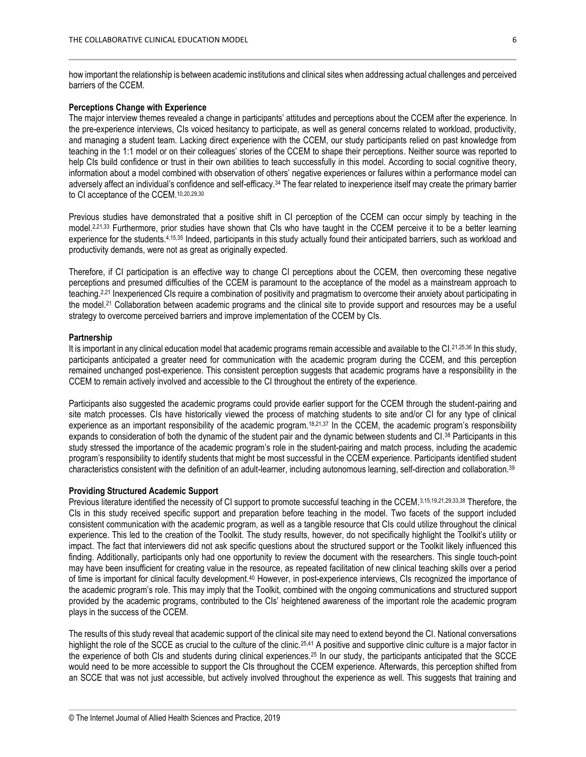how important the relationship is between academic institutions and clinical sites when addressing actual challenges and perceived barriers of the CCEM.

### Perceptions Change with Experience

The major interview themes revealed a change in participants' attitudes and perceptions about the CCEM after the experience. In the pre-experience interviews, CIs voiced hesitancy to participate, as well as general concerns related to workload, productivity, and managing a student team. Lacking direct experience with the CCEM, our study participants relied on past knowledge from teaching in the 1:1 model or on their colleagues' stories of the CCEM to shape their perceptions. Neither source was reported to help CIs build confidence or trust in their own abilities to teach successfully in this model. According to social cognitive theory, information about a model combined with observation of others' negative experiences or failures within a performance model can adversely affect an individual's confidence and self-efficacy.[34] The fear related to inexperience itself may create the primary barrier to CI acceptance of the CCEM.[10,20,29,30]

Previous studies have demonstrated that a positive shift in CI perception of the CCEM can occur simply by teaching in the model.[2,21,33] Furthermore, prior studies have shown that CIs who have taught in the CCEM perceive it to be a better learning experience for the students.[4,15,35] Indeed, participants in this study actually found their anticipated barriers, such as workload and productivity demands, were not as great as originally expected.

Therefore, if CI participation is an effective way to change CI perceptions about the CCEM, then overcoming these negative perceptions and presumed difficulties of the CCEM is paramount to the acceptance of the model as a mainstream approach to teaching.[2,21] Inexperienced CIs require a combination of positivity and pragmatism to overcome their anxiety about participating in the model.[21] Collaboration between academic programs and the clinical site to provide support and resources may be a useful strategy to overcome perceived barriers and improve implementation of the CCEM by CIs.

### Partnership

It is important in any clinical education model that academic programs remain accessible and available to the CI.[21,25,36] In this study, participants anticipated a greater need for communication with the academic program during the CCEM, and this perception remained unchanged post-experience. This consistent perception suggests that academic programs have a responsibility in the CCEM to remain actively involved and accessible to the CI throughout the entirety of the experience.

Participants also suggested the academic programs could provide earlier support for the CCEM through the student-pairing and site match processes. CIs have historically viewed the process of matching students to site and/or CI for any type of clinical experience as an important responsibility of the academic program.[18,21,37] In the CCEM, the academic program's responsibility expands to consideration of both the dynamic of the student pair and the dynamic between students and CI.[38] Participants in this study stressed the importance of the academic program's role in the student-pairing and match process, including the academic program's responsibility to identify students that might be most successful in the CCEM experience. Participants identified student characteristics consistent with the definition of an adult-learner, including autonomous learning, self-direction and collaboration.[39]

### Providing Structured Academic Support

Previous literature identified the necessity of CI support to promote successful teaching in the CCEM.[3,15,19,21,29,33,38] Therefore, the CIs in this study received specific support and preparation before teaching in the model. Two facets of the support included consistent communication with the academic program, as well as a tangible resource that CIs could utilize throughout the clinical experience. This led to the creation of the Toolkit. The study results, however, do not specifically highlight the Toolkit's utility or impact. The fact that interviewers did not ask specific questions about the structured support or the Toolkit likely influenced this finding. Additionally, participants only had one opportunity to review the document with the researchers. This single touch-point may have been insufficient for creating value in the resource, as repeated facilitation of new clinical teaching skills over a period of time is important for clinical faculty development.[40] However, in post-experience interviews, CIs recognized the importance of the academic program's role. This may imply that the Toolkit, combined with the ongoing communications and structured support provided by the academic programs, contributed to the CIs' heightened awareness of the important role the academic program plays in the success of the CCEM.

The results of this study reveal that academic support of the clinical site may need to extend beyond the CI. National conversations highlight the role of the SCCE as crucial to the culture of the clinic.[25,41] A positive and supportive clinic culture is a major factor in the experience of both CIs and students during clinical experiences.[25] In our study, the participants anticipated that the SCCE would need to be more accessible to support the CIs throughout the CCEM experience. Afterwards, this perception shifted from an SCCE that was not just accessible, but actively involved throughout the experience as well. This suggests that training and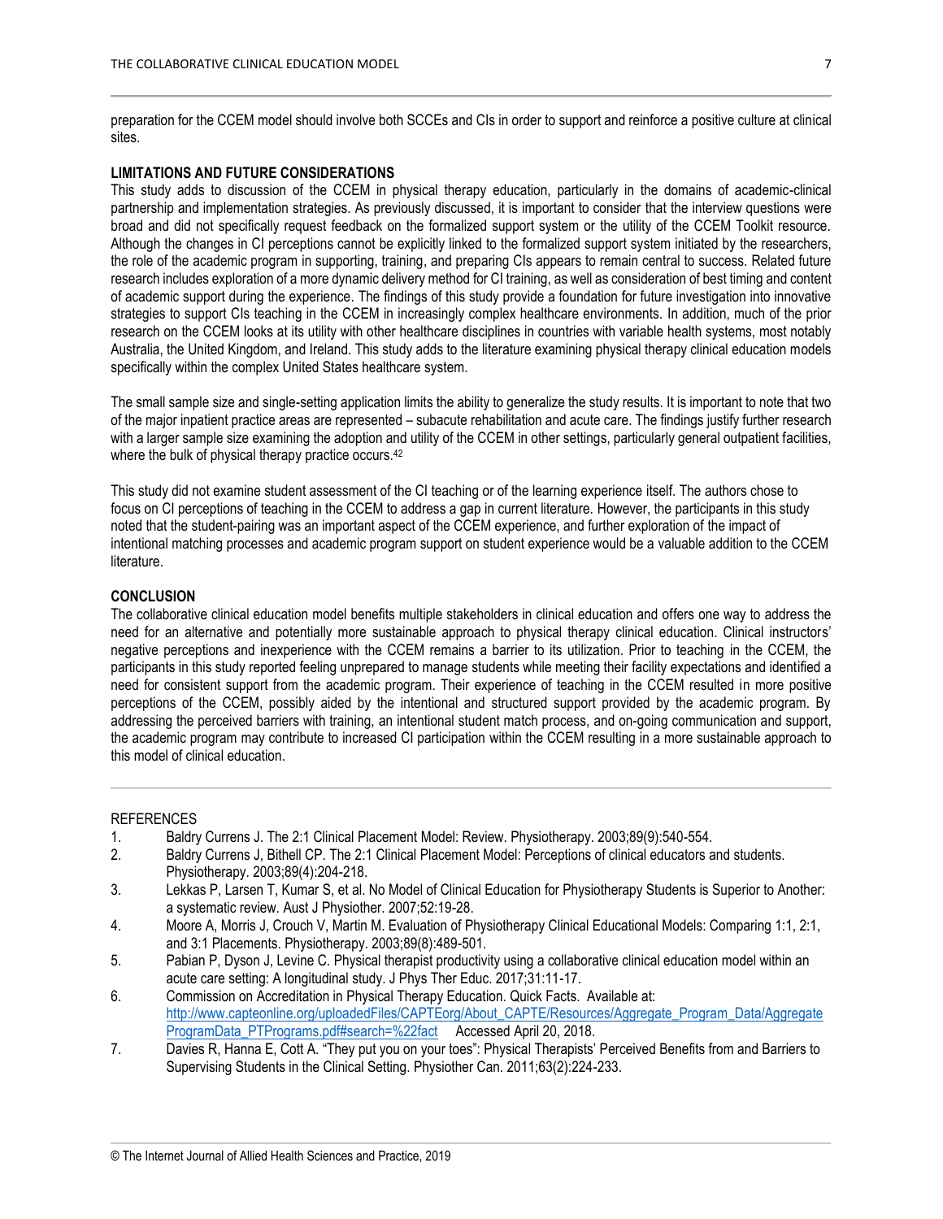preparation for the CCEM model should involve both SCCEs and CIs in order to support and reinforce a positive culture at clinical sites.

**LIMITATIONS AND FUTURE CONSIDERATIONS**

This study adds to discussion of the CCEM in physical therapy education, particularly in the domains of academic-clinical partnership and implementation strategies. As previously discussed, it is important to consider that the interview questions were broad and did not specifically request feedback on the formalized support system or the utility of the CCEM Toolkit resource. Although the changes in CI perceptions cannot be explicitly linked to the formalized support system initiated by the researchers, the role of the academic program in supporting, training, and preparing CIs appears to remain central to success. Related future research includes exploration of a more dynamic delivery method for CI training, as well as consideration of best timing and content of academic support during the experience. The findings of this study provide a foundation for future investigation into innovative strategies to support CIs teaching in the CCEM in increasingly complex healthcare environments. In addition, much of the prior research on the CCEM looks at its utility with other healthcare disciplines in countries with variable health systems, most notably Australia, the United Kingdom, and Ireland. This study adds to the literature examining physical therapy clinical education models specifically within the complex United States healthcare system.

The small sample size and single-setting application limits the ability to generalize the study results. It is important to note that two of the major inpatient practice areas are represented – subacute rehabilitation and acute care. The findings justify further research with a larger sample size examining the adoption and utility of the CCEM in other settings, particularly general outpatient facilities, where the bulk of physical therapy practice occurs.[42]

This study did not examine student assessment of the CI teaching or of the learning experience itself. The authors chose to focus on CI perceptions of teaching in the CCEM to address a gap in current literature. However, the participants in this study noted that the student-pairing was an important aspect of the CCEM experience, and further exploration of the impact of intentional matching processes and academic program support on student experience would be a valuable addition to the CCEM literature.

**CONCLUSION**

The collaborative clinical education model benefits multiple stakeholders in clinical education and offers one way to address the need for an alternative and potentially more sustainable approach to physical therapy clinical education. Clinical instructors' negative perceptions and inexperience with the CCEM remains a barrier to its utilization. Prior to teaching in the CCEM, the participants in this study reported feeling unprepared to manage students while meeting their facility expectations and identified a need for consistent support from the academic program. Their experience of teaching in the CCEM resulted in more positive perceptions of the CCEM, possibly aided by the intentional and structured support provided by the academic program. By addressing the perceived barriers with training, an intentional student match process, and on-going communication and support, the academic program may contribute to increased CI participation within the CCEM resulting in a more sustainable approach to this model of clinical education.

REFERENCES

1. Baldry Currens J. The 2:1 Clinical Placement Model: Review. Physiotherapy. 2003;89(9):540-554.
2. Baldry Currens J, Bithell CP. The 2:1 Clinical Placement Model: Perceptions of clinical educators and students. Physiotherapy. 2003;89(4):204-218.
3. Lekkas P, Larsen T, Kumar S, et al. No Model of Clinical Education for Physiotherapy Students is Superior to Another: a systematic review. Aust J Physiother. 2007;52:19-28.
4. Moore A, Morris J, Crouch V, Martin M. Evaluation of Physiotherapy Clinical Educational Models: Comparing 1:1, 2:1, and 3:1 Placements. Physiotherapy. 2003;89(8):489-501.
5. Pabian P, Dyson J, Levine C. Physical therapist productivity using a collaborative clinical education model within an acute care setting: A longitudinal study. J Phys Ther Educ. 2017;31:11-17.
6. Commission on Accreditation in Physical Therapy Education. Quick Facts. Available at: http://www.capteonline.org/uploadedFiles/CAPTEorg/About_CAPTE/Resources/Aggregate_Program_Data/AggregateProgramData_PTPrograms.pdf#search=%22fact Accessed April 20, 2018.
7. Davies R, Hanna E, Cott A. "They put you on your toes": Physical Therapists' Perceived Benefits from and Barriers to Supervising Students in the Clinical Setting. Physiother Can. 2011;63(2):224-233.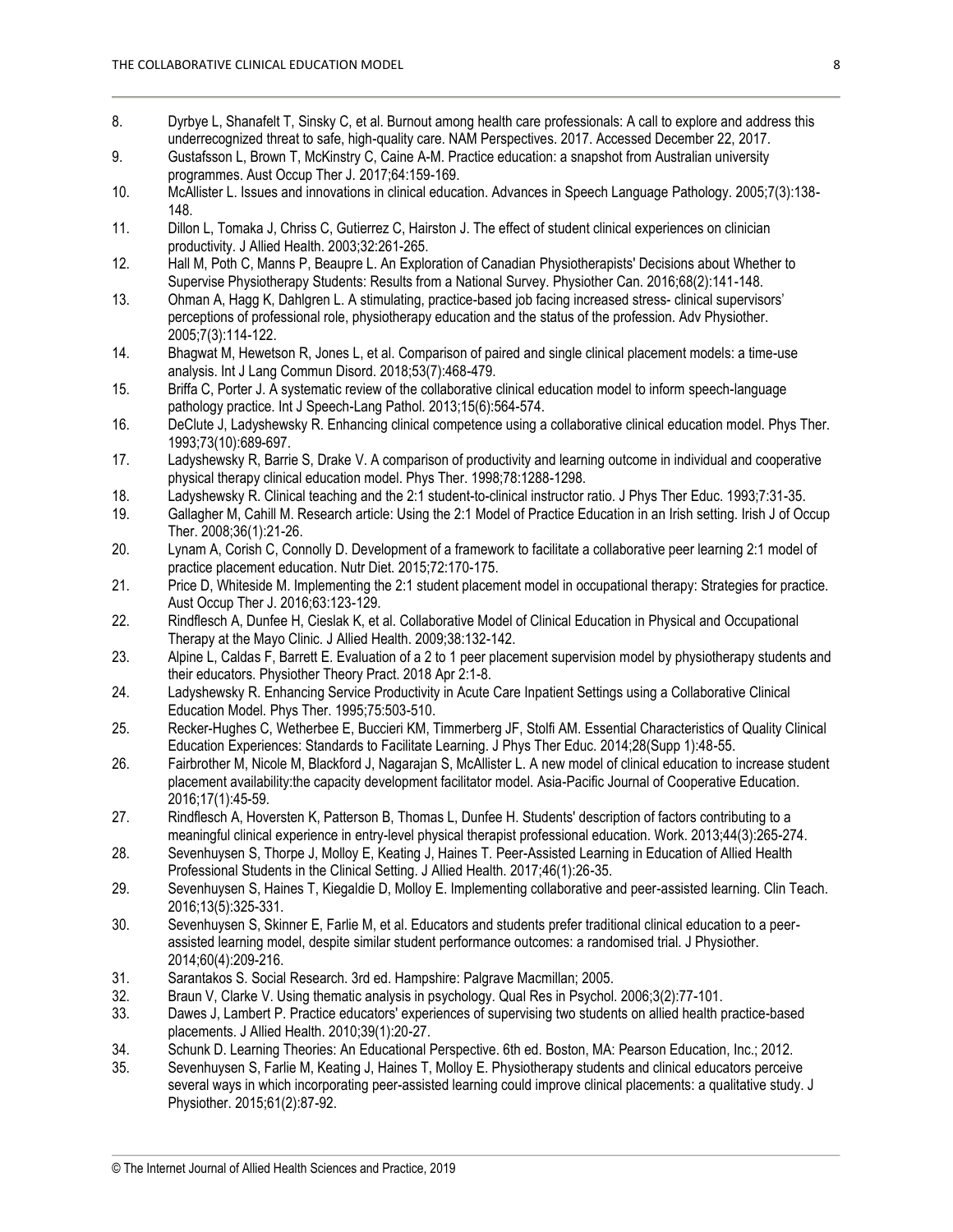8. Dyrbye L, Shanafelt T, Sinsky C, et al. Burnout among health care professionals: A call to explore and address this underrecognized threat to safe, high-quality care. NAM Perspectives. 2017. Accessed December 22, 2017.
9. Gustafsson L, Brown T, McKinstry C, Caine A-M. Practice education: a snapshot from Australian university programmes. Aust Occup Ther J. 2017;64:159-169.
10. McAllister L. Issues and innovations in clinical education. Advances in Speech Language Pathology. 2005;7(3):138-148.
11. Dillon L, Tomaka J, Chriss C, Gutierrez C, Hairston J. The effect of student clinical experiences on clinician productivity. J Allied Health. 2003;32:261-265.
12. Hall M, Poth C, Manns P, Beaupre L. An Exploration of Canadian Physiotherapists' Decisions about Whether to Supervise Physiotherapy Students: Results from a National Survey. Physiother Can. 2016;68(2):141-148.
13. Ohman A, Hagg K, Dahlgren L. A stimulating, practice-based job facing increased stress- clinical supervisors' perceptions of professional role, physiotherapy education and the status of the profession. Adv Physiother. 2005;7(3):114-122.
14. Bhagwat M, Hewetson R, Jones L, et al. Comparison of paired and single clinical placement models: a time-use analysis. Int J Lang Commun Disord. 2018;53(7):468-479.
15. Briffa C, Porter J. A systematic review of the collaborative clinical education model to inform speech-language pathology practice. Int J Speech-Lang Pathol. 2013;15(6):564-574.
16. DeClute J, Ladyshewsky R. Enhancing clinical competence using a collaborative clinical education model. Phys Ther. 1993;73(10):689-697.
17. Ladyshewsky R, Barrie S, Drake V. A comparison of productivity and learning outcome in individual and cooperative physical therapy clinical education model. Phys Ther. 1998;78:1288-1298.
18. Ladyshewsky R. Clinical teaching and the 2:1 student-to-clinical instructor ratio. J Phys Ther Educ. 1993;7:31-35.
19. Gallagher M, Cahill M. Research article: Using the 2:1 Model of Practice Education in an Irish setting. Irish J of Occup Ther. 2008;36(1):21-26.
20. Lynam A, Corish C, Connolly D. Development of a framework to facilitate a collaborative peer learning 2:1 model of practice placement education. Nutr Diet. 2015;72:170-175.
21. Price D, Whiteside M. Implementing the 2:1 student placement model in occupational therapy: Strategies for practice. Aust Occup Ther J. 2016;63:123-129.
22. Rindflesch A, Dunfee H, Cieslak K, et al. Collaborative Model of Clinical Education in Physical and Occupational Therapy at the Mayo Clinic. J Allied Health. 2009;38:132-142.
23. Alpine L, Caldas F, Barrett E. Evaluation of a 2 to 1 peer placement supervision model by physiotherapy students and their educators. Physiother Theory Pract. 2018 Apr 2:1-8.
24. Ladyshewsky R. Enhancing Service Productivity in Acute Care Inpatient Settings using a Collaborative Clinical Education Model. Phys Ther. 1995;75:503-510.
25. Recker-Hughes C, Wetherbee E, Buccieri KM, Timmerberg JF, Stolfi AM. Essential Characteristics of Quality Clinical Education Experiences: Standards to Facilitate Learning. J Phys Ther Educ. 2014;28(Supp 1):48-55.
26. Fairbrother M, Nicole M, Blackford J, Nagarajan S, McAllister L. A new model of clinical education to increase student placement availability:the capacity development facilitator model. Asia-Pacific Journal of Cooperative Education. 2016;17(1):45-59.
27. Rindflesch A, Hoversten K, Patterson B, Thomas L, Dunfee H. Students' description of factors contributing to a meaningful clinical experience in entry-level physical therapist professional education. Work. 2013;44(3):265-274.
28. Sevenhuysen S, Thorpe J, Molloy E, Keating J, Haines T. Peer-Assisted Learning in Education of Allied Health Professional Students in the Clinical Setting. J Allied Health. 2017;46(1):26-35.
29. Sevenhuysen S, Haines T, Kiegaldie D, Molloy E. Implementing collaborative and peer-assisted learning. Clin Teach. 2016;13(5):325-331.
30. Sevenhuysen S, Skinner E, Farlie M, et al. Educators and students prefer traditional clinical education to a peer-assisted learning model, despite similar student performance outcomes: a randomised trial. J Physiother. 2014;60(4):209-216.
31. Sarantakos S. Social Research. 3rd ed. Hampshire: Palgrave Macmillan; 2005.
32. Braun V, Clarke V. Using thematic analysis in psychology. Qual Res in Psychol. 2006;3(2):77-101.
33. Dawes J, Lambert P. Practice educators' experiences of supervising two students on allied health practice-based placements. J Allied Health. 2010;39(1):20-27.
34. Schunk D. Learning Theories: An Educational Perspective. 6th ed. Boston, MA: Pearson Education, Inc.; 2012.
35. Sevenhuysen S, Farlie M, Keating J, Haines T, Molloy E. Physiotherapy students and clinical educators perceive several ways in which incorporating peer-assisted learning could improve clinical placements: a qualitative study. J Physiother. 2015;61(2):87-92.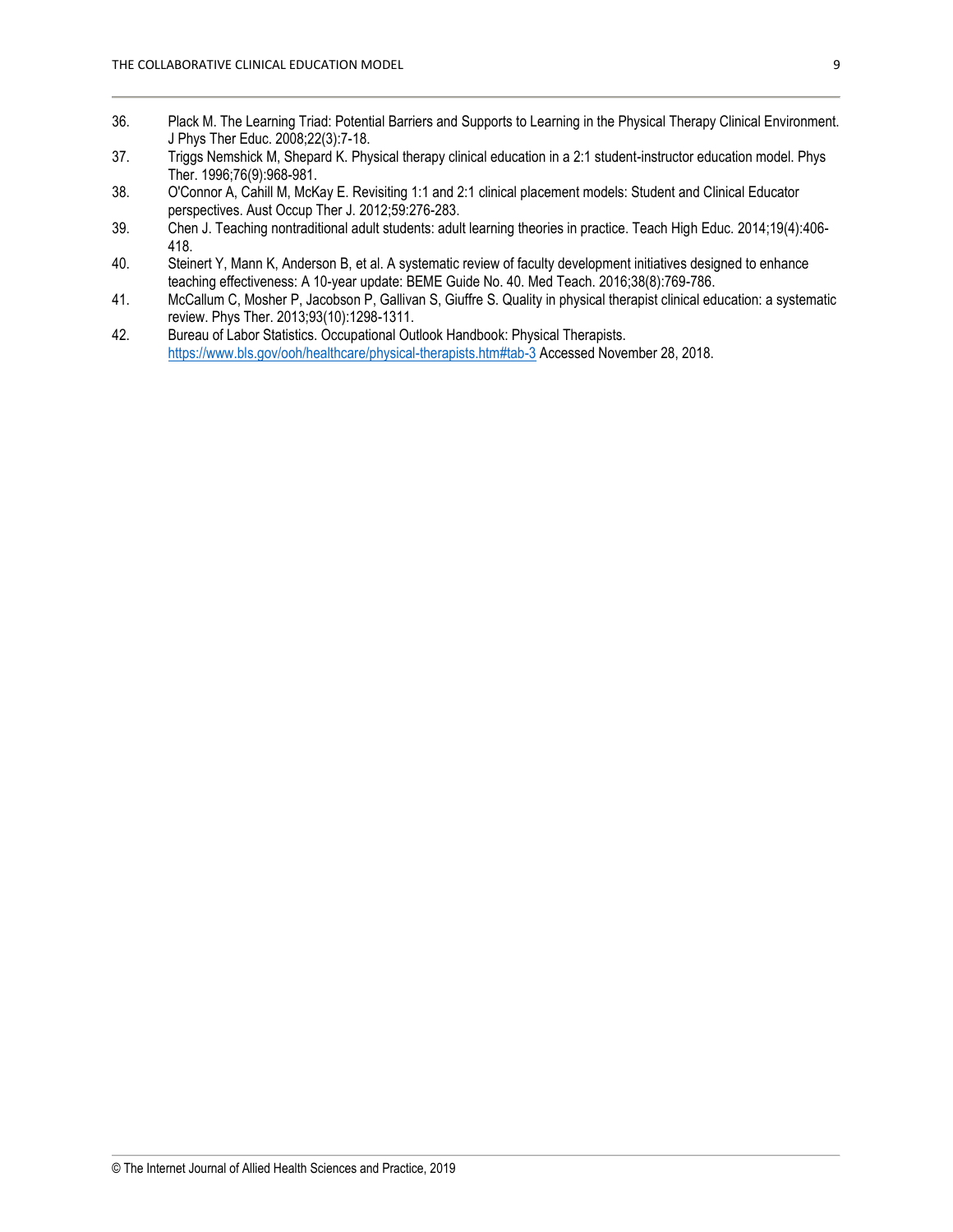36. Plack M. The Learning Triad: Potential Barriers and Supports to Learning in the Physical Therapy Clinical Environment. J Phys Ther Educ. 2008;22(3):7-18.
37. Triggs Nemshick M, Shepard K. Physical therapy clinical education in a 2:1 student-instructor education model. Phys Ther. 1996;76(9):968-981.
38. O'Connor A, Cahill M, McKay E. Revisiting 1:1 and 2:1 clinical placement models: Student and Clinical Educator perspectives. Aust Occup Ther J. 2012;59:276-283.
39. Chen J. Teaching nontraditional adult students: adult learning theories in practice. Teach High Educ. 2014;19(4):406-418.
40. Steinert Y, Mann K, Anderson B, et al. A systematic review of faculty development initiatives designed to enhance teaching effectiveness: A 10-year update: BEME Guide No. 40. Med Teach. 2016;38(8):769-786.
41. McCallum C, Mosher P, Jacobson P, Gallivan S, Giuffre S. Quality in physical therapist clinical education: a systematic review. Phys Ther. 2013;93(10):1298-1311.
42. Bureau of Labor Statistics. Occupational Outlook Handbook: Physical Therapists. https://www.bls.gov/ooh/healthcare/physical-therapists.htm#tab-3 Accessed November 28, 2018.